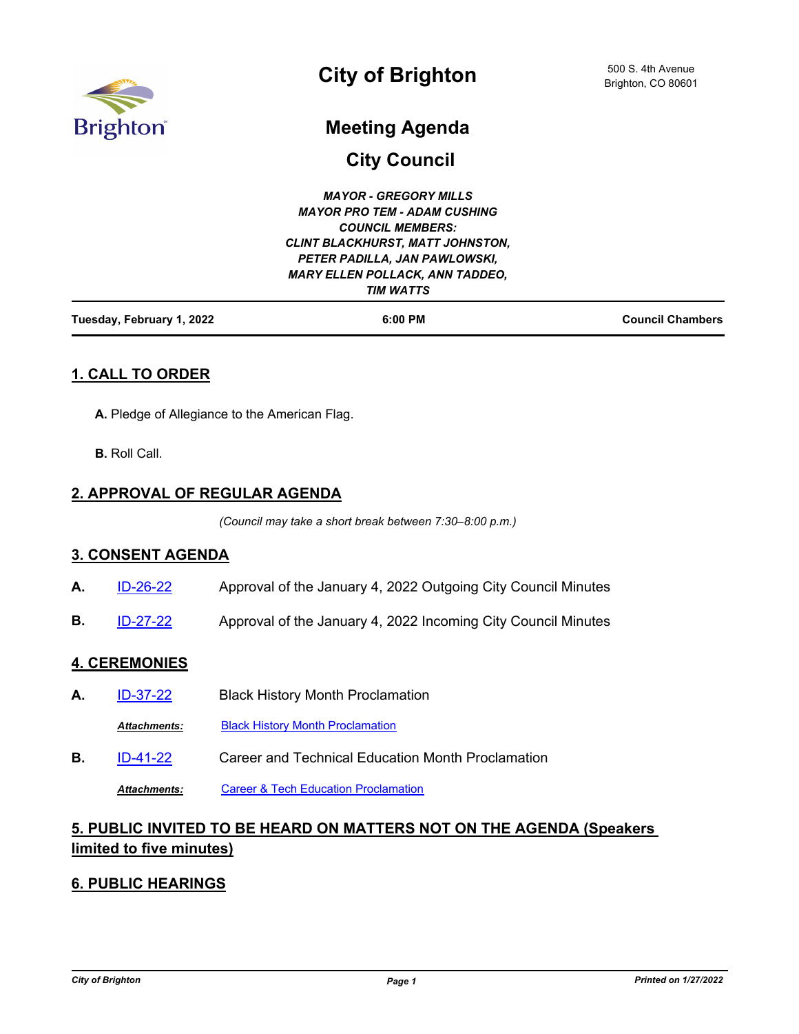# City of Brighton

500 S. 4th Avenue
Brighton, CO 80601

## Meeting Agenda

## City Council

***MAYOR - GREGORY MILLS***
***MAYOR PRO TEM - ADAM CUSHING***
***COUNCIL MEMBERS:***
***CLINT BLACKHURST, MATT JOHNSTON, PETER PADILLA, JAN PAWLOWSKI, MARY ELLEN POLLACK, ANN TADDEO, TIM WATTS***

**Tuesday, February 1, 2022** | **6:00 PM** | **Council Chambers**

## 1. CALL TO ORDER

**A.** Pledge of Allegiance to the American Flag.

**B.** Roll Call.

## 2. APPROVAL OF REGULAR AGENDA

*(Council may take a short break between 7:30–8:00 p.m.)*

## 3. CONSENT AGENDA

**A.** ID-26-22 Approval of the January 4, 2022 Outgoing City Council Minutes

**B.** ID-27-22 Approval of the January 4, 2022 Incoming City Council Minutes

## 4. CEREMONIES

**A.** ID-37-22 Black History Month Proclamation

***Attachments:*** Black History Month Proclamation

**B.** ID-41-22 Career and Technical Education Month Proclamation

***Attachments:*** Career & Tech Education Proclamation

## 5. PUBLIC INVITED TO BE HEARD ON MATTERS NOT ON THE AGENDA (Speakers limited to five minutes)

## 6. PUBLIC HEARINGS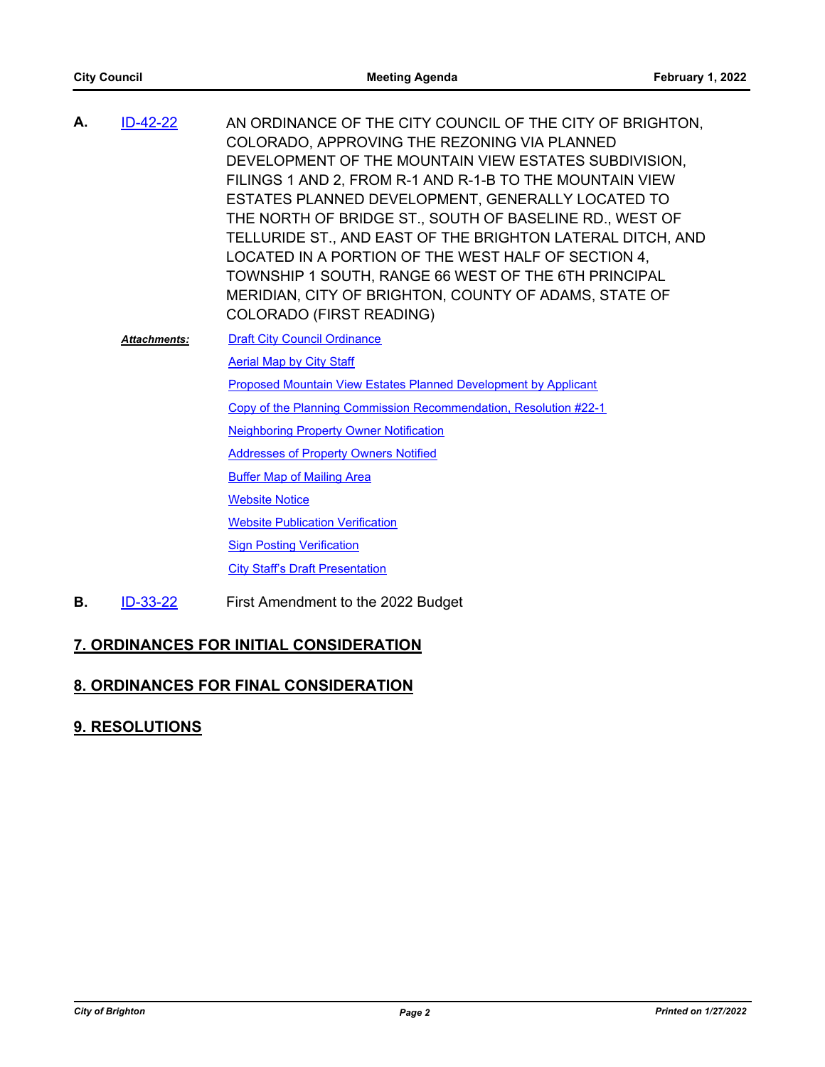**A.** ID-42-22 AN ORDINANCE OF THE CITY COUNCIL OF THE CITY OF BRIGHTON, COLORADO, APPROVING THE REZONING VIA PLANNED DEVELOPMENT OF THE MOUNTAIN VIEW ESTATES SUBDIVISION, FILINGS 1 AND 2, FROM R-1 AND R-1-B TO THE MOUNTAIN VIEW ESTATES PLANNED DEVELOPMENT, GENERALLY LOCATED TO THE NORTH OF BRIDGE ST., SOUTH OF BASELINE RD., WEST OF TELLURIDE ST., AND EAST OF THE BRIGHTON LATERAL DITCH, AND LOCATED IN A PORTION OF THE WEST HALF OF SECTION 4, TOWNSHIP 1 SOUTH, RANGE 66 WEST OF THE 6TH PRINCIPAL MERIDIAN, CITY OF BRIGHTON, COUNTY OF ADAMS, STATE OF COLORADO (FIRST READING)

***Attachments:***
- Draft City Council Ordinance
- Aerial Map by City Staff
- Proposed Mountain View Estates Planned Development by Applicant
- Copy of the Planning Commission Recommendation, Resolution #22-1
- Neighboring Property Owner Notification
- Addresses of Property Owners Notified
- Buffer Map of Mailing Area
- Website Notice
- Website Publication Verification
- Sign Posting Verification
- City Staff's Draft Presentation

**B.** ID-33-22 First Amendment to the 2022 Budget

## 7. ORDINANCES FOR INITIAL CONSIDERATION

## 8. ORDINANCES FOR FINAL CONSIDERATION

## 9. RESOLUTIONS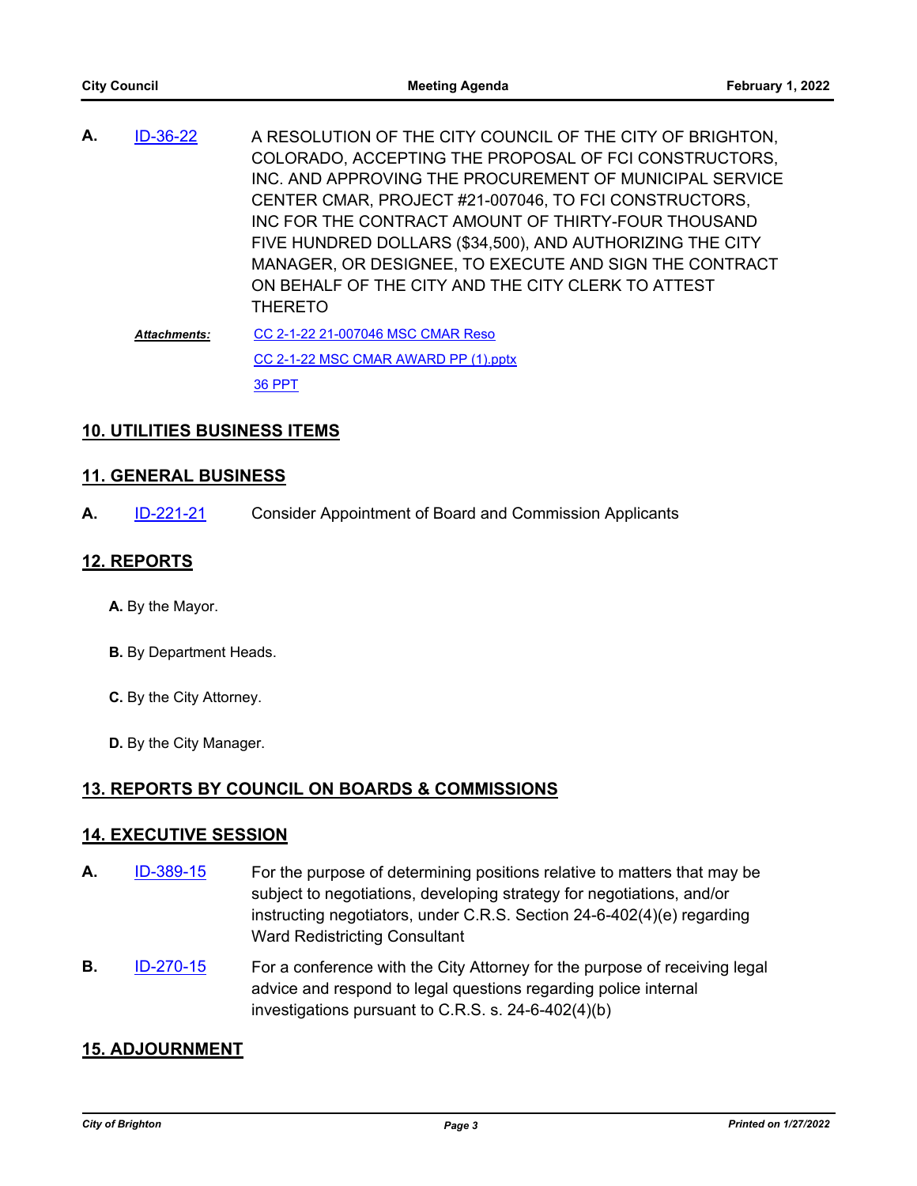**A.** ID-36-22 A RESOLUTION OF THE CITY COUNCIL OF THE CITY OF BRIGHTON, COLORADO, ACCEPTING THE PROPOSAL OF FCI CONSTRUCTORS, INC. AND APPROVING THE PROCUREMENT OF MUNICIPAL SERVICE CENTER CMAR, PROJECT #21-007046, TO FCI CONSTRUCTORS, INC FOR THE CONTRACT AMOUNT OF THIRTY-FOUR THOUSAND FIVE HUNDRED DOLLARS ($34,500), AND AUTHORIZING THE CITY MANAGER, OR DESIGNEE, TO EXECUTE AND SIGN THE CONTRACT ON BEHALF OF THE CITY AND THE CITY CLERK TO ATTEST THERETO

***Attachments:*** CC 2-1-22 21-007046 MSC CMAR Reso
CC 2-1-22 MSC CMAR AWARD PP (1).pptx
36 PPT

## 10. UTILITIES BUSINESS ITEMS

## 11. GENERAL BUSINESS

**A.** ID-221-21 Consider Appointment of Board and Commission Applicants

## 12. REPORTS

**A.** By the Mayor.

**B.** By Department Heads.

**C.** By the City Attorney.

**D.** By the City Manager.

## 13. REPORTS BY COUNCIL ON BOARDS & COMMISSIONS

## 14. EXECUTIVE SESSION

**A.** ID-389-15 For the purpose of determining positions relative to matters that may be subject to negotiations, developing strategy for negotiations, and/or instructing negotiators, under C.R.S. Section 24-6-402(4)(e) regarding Ward Redistricting Consultant

**B.** ID-270-15 For a conference with the City Attorney for the purpose of receiving legal advice and respond to legal questions regarding police internal investigations pursuant to C.R.S. s. 24-6-402(4)(b)

## 15. ADJOURNMENT